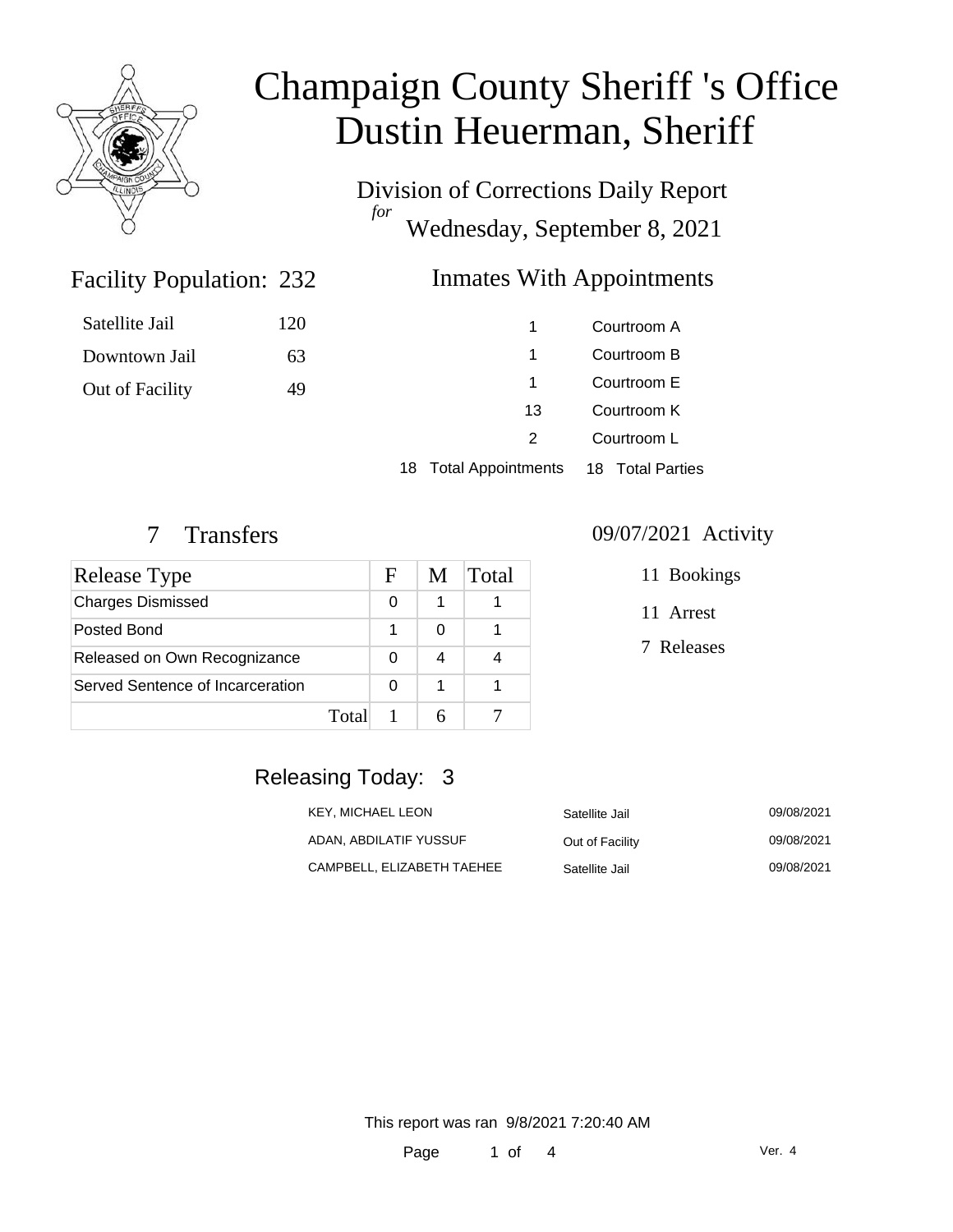# Champaign County Sheriff 's Office
# Dustin Heuerman, Sheriff

Division of Corrections Daily Report
*for*
Wednesday, September 8, 2021

## Facility Population: 232

| | |
|---|---|
| Satellite Jail | 120 |
| Downtown Jail | 63 |
| Out of Facility | 49 |

## Inmates With Appointments

| | |
|---|---|
| 1 | Courtroom A |
| 1 | Courtroom B |
| 1 | Courtroom E |
| 13 | Courtroom K |
| 2 | Courtroom L |
| 18 Total Appointments | 18 Total Parties |

## 7 Transfers

| Release Type | F | M | Total |
|---|---|---|---|
| Charges Dismissed | 0 | 1 | 1 |
| Posted Bond | 1 | 0 | 1 |
| Released on Own Recognizance | 0 | 4 | 4 |
| Served Sentence of Incarceration | 0 | 1 | 1 |
| Total | 1 | 6 | 7 |

## 09/07/2021 Activity

11 Bookings

11 Arrest

7 Releases

## Releasing Today: 3

| | | |
|---|---|---|
| KEY, MICHAEL LEON | Satellite Jail | 09/08/2021 |
| ADAN, ABDILATIF YUSSUF | Out of Facility | 09/08/2021 |
| CAMPBELL, ELIZABETH TAEHEE | Satellite Jail | 09/08/2021 |

This report was ran 9/8/2021 7:20:40 AM

Ver. 4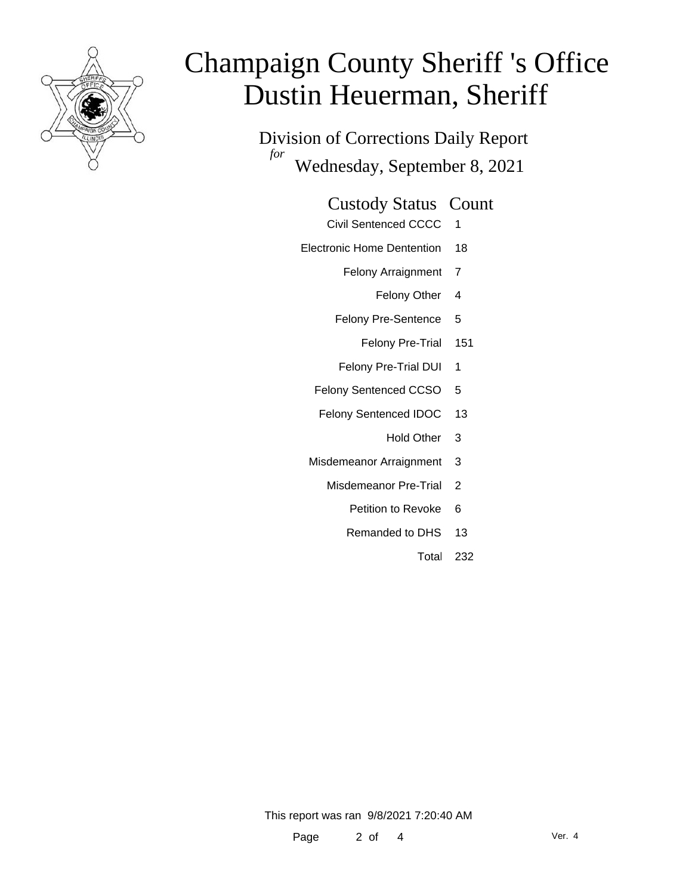# Champaign County Sheriff 's Office
# Dustin Heuerman, Sheriff

Division of Corrections Daily Report
*for*
Wednesday, September 8, 2021

| Custody Status | Count |
|---|---|
| Civil Sentenced CCCC | 1 |
| Electronic Home Dentention | 18 |
| Felony Arraignment | 7 |
| Felony Other | 4 |
| Felony Pre-Sentence | 5 |
| Felony Pre-Trial | 151 |
| Felony Pre-Trial DUI | 1 |
| Felony Sentenced CCSO | 5 |
| Felony Sentenced IDOC | 13 |
| Hold Other | 3 |
| Misdemeanor Arraignment | 3 |
| Misdemeanor Pre-Trial | 2 |
| Petition to Revoke | 6 |
| Remanded to DHS | 13 |
| Total | 232 |

This report was ran 9/8/2021 7:20:40 AM

Ver. 4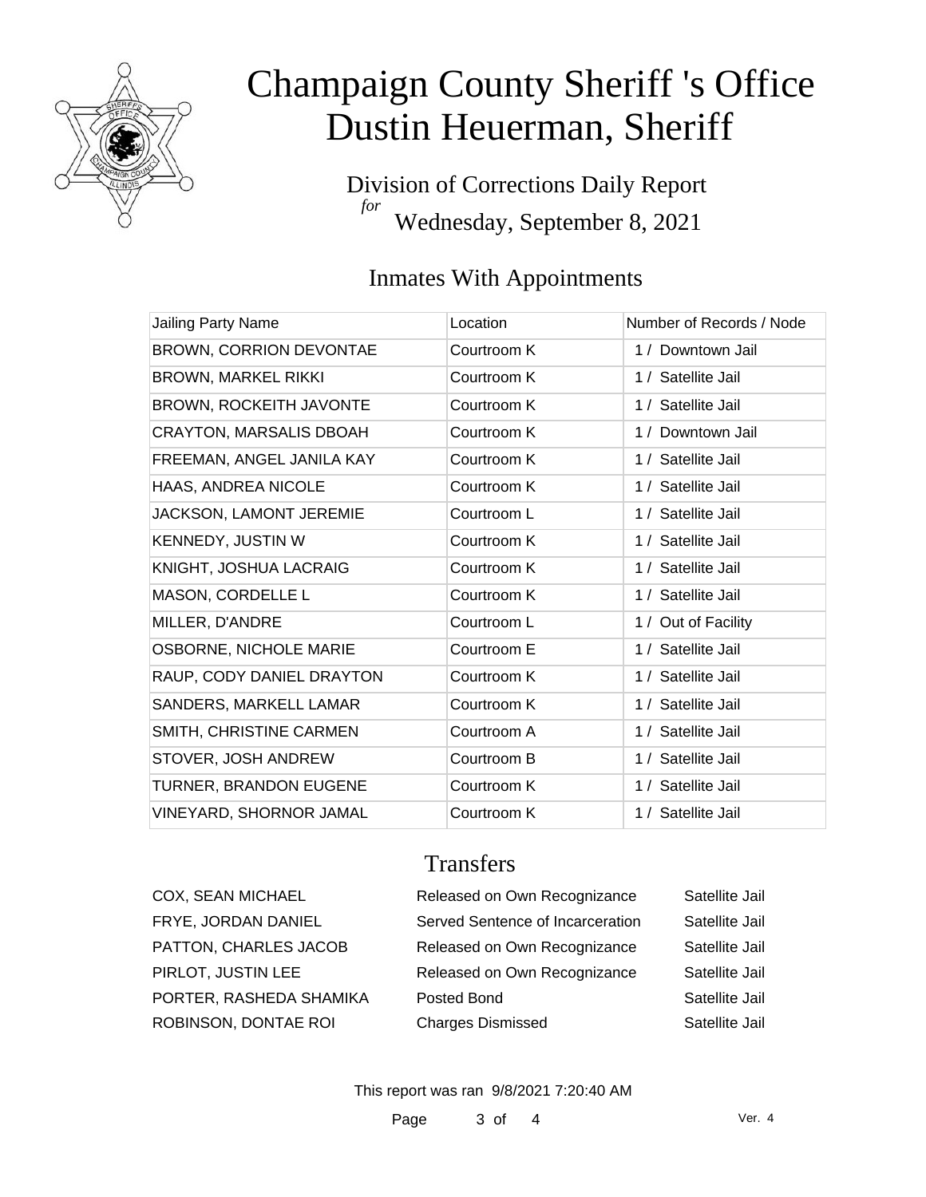# Champaign County Sheriff 's Office
# Dustin Heuerman, Sheriff

Division of Corrections Daily Report
*for*
Wednesday, September 8, 2021

## Inmates With Appointments

| Jailing Party Name | Location | Number of Records / Node |
|---|---|---|
| BROWN, CORRION DEVONTAE | Courtroom K | 1 / Downtown Jail |
| BROWN, MARKEL RIKKI | Courtroom K | 1 / Satellite Jail |
| BROWN, ROCKEITH JAVONTE | Courtroom K | 1 / Satellite Jail |
| CRAYTON, MARSALIS DBOAH | Courtroom K | 1 / Downtown Jail |
| FREEMAN, ANGEL JANILA KAY | Courtroom K | 1 / Satellite Jail |
| HAAS, ANDREA NICOLE | Courtroom K | 1 / Satellite Jail |
| JACKSON, LAMONT JEREMIE | Courtroom L | 1 / Satellite Jail |
| KENNEDY, JUSTIN W | Courtroom K | 1 / Satellite Jail |
| KNIGHT, JOSHUA LACRAIG | Courtroom K | 1 / Satellite Jail |
| MASON, CORDELLE L | Courtroom K | 1 / Satellite Jail |
| MILLER, D'ANDRE | Courtroom L | 1 / Out of Facility |
| OSBORNE, NICHOLE MARIE | Courtroom E | 1 / Satellite Jail |
| RAUP, CODY DANIEL DRAYTON | Courtroom K | 1 / Satellite Jail |
| SANDERS, MARKELL LAMAR | Courtroom K | 1 / Satellite Jail |
| SMITH, CHRISTINE CARMEN | Courtroom A | 1 / Satellite Jail |
| STOVER, JOSH ANDREW | Courtroom B | 1 / Satellite Jail |
| TURNER, BRANDON EUGENE | Courtroom K | 1 / Satellite Jail |
| VINEYARD, SHORNOR JAMAL | Courtroom K | 1 / Satellite Jail |

## Transfers

| | | |
|---|---|---|
| COX, SEAN MICHAEL | Released on Own Recognizance | Satellite Jail |
| FRYE, JORDAN DANIEL | Served Sentence of Incarceration | Satellite Jail |
| PATTON, CHARLES JACOB | Released on Own Recognizance | Satellite Jail |
| PIRLOT, JUSTIN LEE | Released on Own Recognizance | Satellite Jail |
| PORTER, RASHEDA SHAMIKA | Posted Bond | Satellite Jail |
| ROBINSON, DONTAE ROI | Charges Dismissed | Satellite Jail |

This report was ran 9/8/2021 7:20:40 AM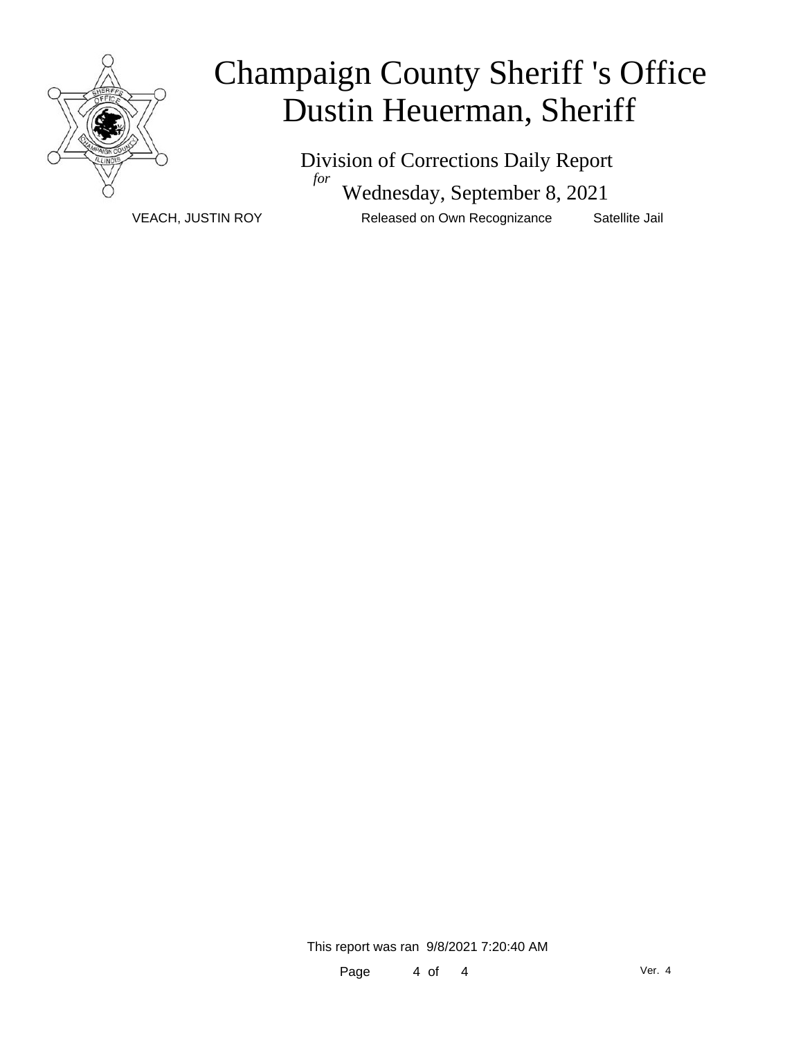# Champaign County Sheriff 's Office
# Dustin Heuerman, Sheriff

Division of Corrections Daily Report

*for* Wednesday, September 8, 2021

| | | |
|---|---|---|
| VEACH, JUSTIN ROY | Released on Own Recognizance | Satellite Jail |

This report was ran 9/8/2021 7:20:40 AM